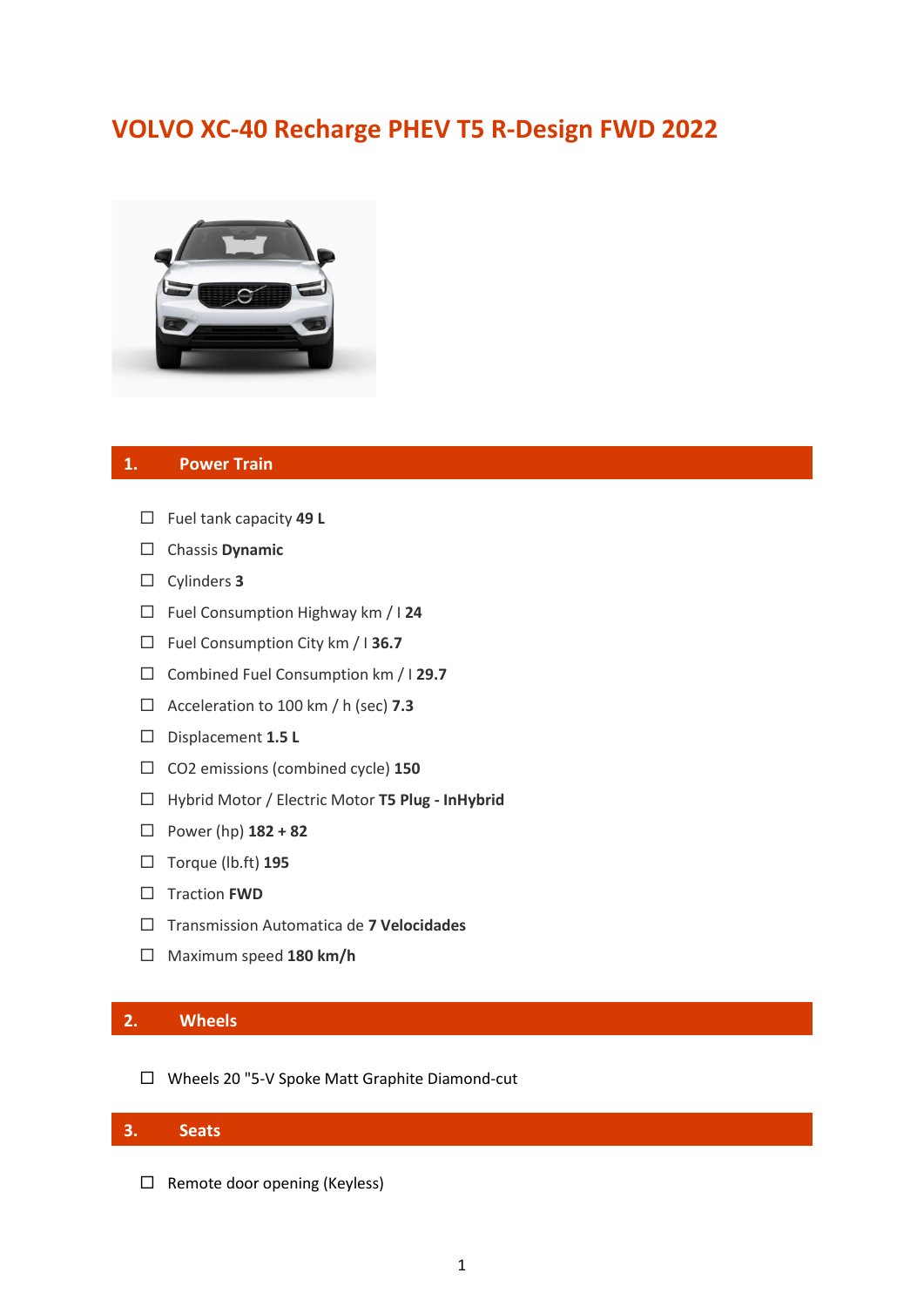# VOLVO XC-40 Recharge PHEV T5 R-Design FWD 2022

## 1. Power Train

- ☐ Fuel tank capacity **49 L**
- ☐ Chassis **Dynamic**
- ☐ Cylinders **3**
- ☐ Fuel Consumption Highway km / l **24**
- ☐ Fuel Consumption City km / l **36.7**
- ☐ Combined Fuel Consumption km / l **29.7**
- ☐ Acceleration to 100 km / h (sec) **7.3**
- ☐ Displacement **1.5 L**
- ☐ CO2 emissions (combined cycle) **150**
- ☐ Hybrid Motor / Electric Motor **T5 Plug - InHybrid**
- ☐ Power (hp) **182 + 82**
- ☐ Torque (lb.ft) **195**
- ☐ Traction **FWD**
- ☐ Transmission Automatica de **7 Velocidades**
- ☐ Maximum speed **180 km/h**

## 2. Wheels

- ☐ Wheels 20 "5-V Spoke Matt Graphite Diamond-cut

## 3. Seats

- ☐ Remote door opening (Keyless)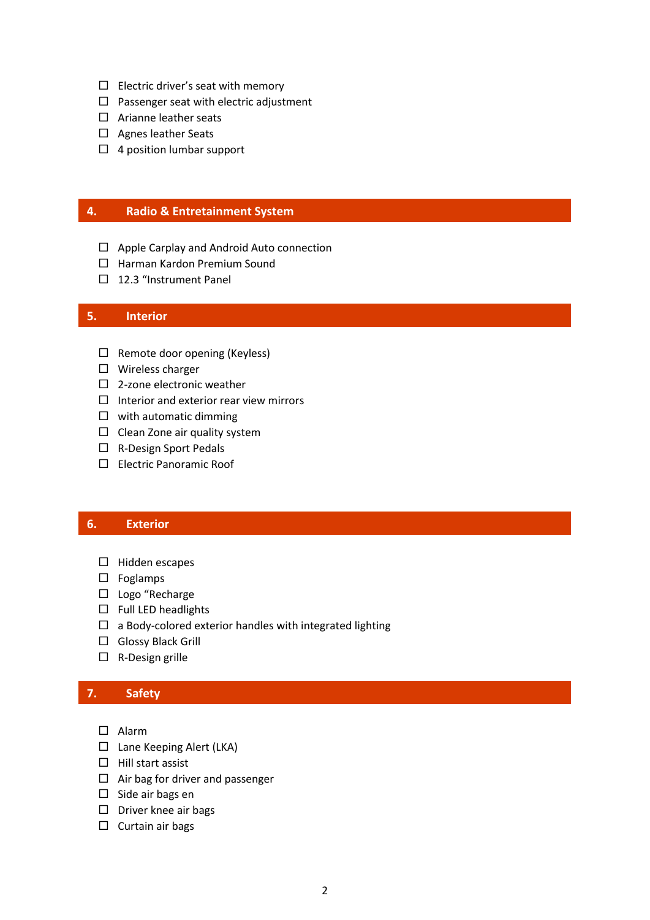- ☐ Electric driver's seat with memory
- ☐ Passenger seat with electric adjustment
- ☐ Arianne leather seats
- ☐ Agnes leather Seats
- ☐ 4 position lumbar support

## 4. Radio & Entretainment System

- ☐ Apple Carplay and Android Auto connection
- ☐ Harman Kardon Premium Sound
- ☐ 12.3 "Instrument Panel

## 5. Interior

- ☐ Remote door opening (Keyless)
- ☐ Wireless charger
- ☐ 2-zone electronic weather
- ☐ Interior and exterior rear view mirrors
- ☐ with automatic dimming
- ☐ Clean Zone air quality system
- ☐ R-Design Sport Pedals
- ☐ Electric Panoramic Roof

## 6. Exterior

- ☐ Hidden escapes
- ☐ Foglamps
- ☐ Logo "Recharge
- ☐ Full LED headlights
- ☐ a Body-colored exterior handles with integrated lighting
- ☐ Glossy Black Grill
- ☐ R-Design grille

## 7. Safety

- ☐ Alarm
- ☐ Lane Keeping Alert (LKA)
- ☐ Hill start assist
- ☐ Air bag for driver and passenger
- ☐ Side air bags en
- ☐ Driver knee air bags
- ☐ Curtain air bags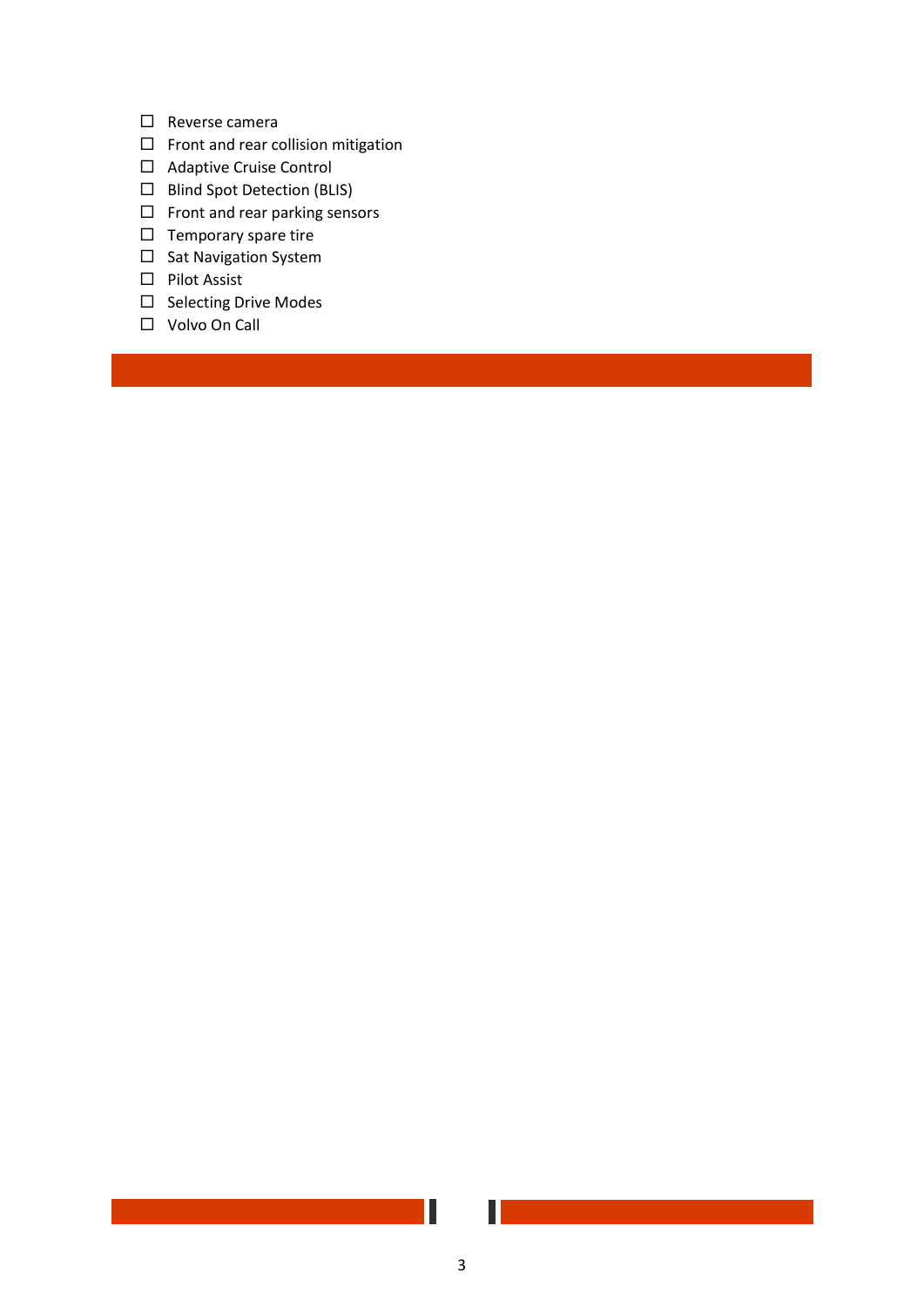- ☐ Reverse camera
- ☐ Front and rear collision mitigation
- ☐ Adaptive Cruise Control
- ☐ Blind Spot Detection (BLIS)
- ☐ Front and rear parking sensors
- ☐ Temporary spare tire
- ☐ Sat Navigation System
- ☐ Pilot Assist
- ☐ Selecting Drive Modes
- ☐ Volvo On Call